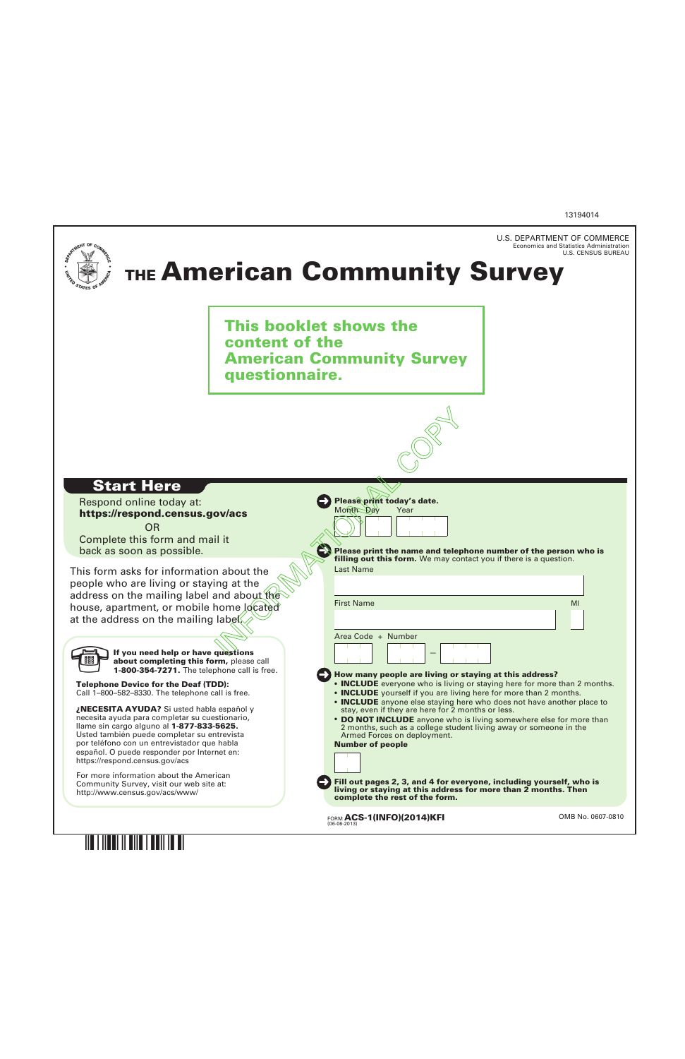13194014

U.S. DEPARTMENT OF COMMERCE
Economics and Statistics Administration
U.S. CENSUS BUREAU

# THE American Community Survey

**This booklet shows the content of the American Community Survey questionnaire.**

INFORMATIONAL COPY

## Start Here

Respond online today at:
**https://respond.census.gov/acs**

OR

Complete this form and mail it back as soon as possible.

This form asks for information about the people who are living or staying at the address on the mailing label and about the house, apartment, or mobile home located at the address on the mailing label.

**If you need help or have questions about completing this form,** please call **1-800-354-7271.** The telephone call is free.

**Telephone Device for the Deaf (TDD):**
Call 1–800–582–8330. The telephone call is free.

**¿NECESITA AYUDA?** Si usted habla español y necesita ayuda para completar su cuestionario, llame sin cargo alguno al **1-877-833-5625.** Usted también puede completar su entrevista por teléfono con un entrevistador que habla español. O puede responder por Internet en: https://respond.census.gov/acs

For more information about the American Community Survey, visit our web site at:
http://www.census.gov/acs/www/

➔ **Please print today's date.**

Month Day Year

➔ **Please print the name and telephone number of the person who is filling out this form.** We may contact you if there is a question.

Last Name

First Name MI

Area Code + Number

➔ **How many people are living or staying at this address?**

- **INCLUDE** everyone who is living or staying here for more than 2 months.
- **INCLUDE** yourself if you are living here for more than 2 months.
- **INCLUDE** anyone else staying here who does not have another place to stay, even if they are here for 2 months or less.
- **DO NOT INCLUDE** anyone who is living somewhere else for more than 2 months, such as a college student living away or someone in the Armed Forces on deployment.

**Number of people**

➔ **Fill out pages 2, 3, and 4 for everyone, including yourself, who is living or staying at this address for more than 2 months. Then complete the rest of the form.**

FORM **ACS-1(INFO)(2014)KFI**
(06-06-2013)

OMB No. 0607-0810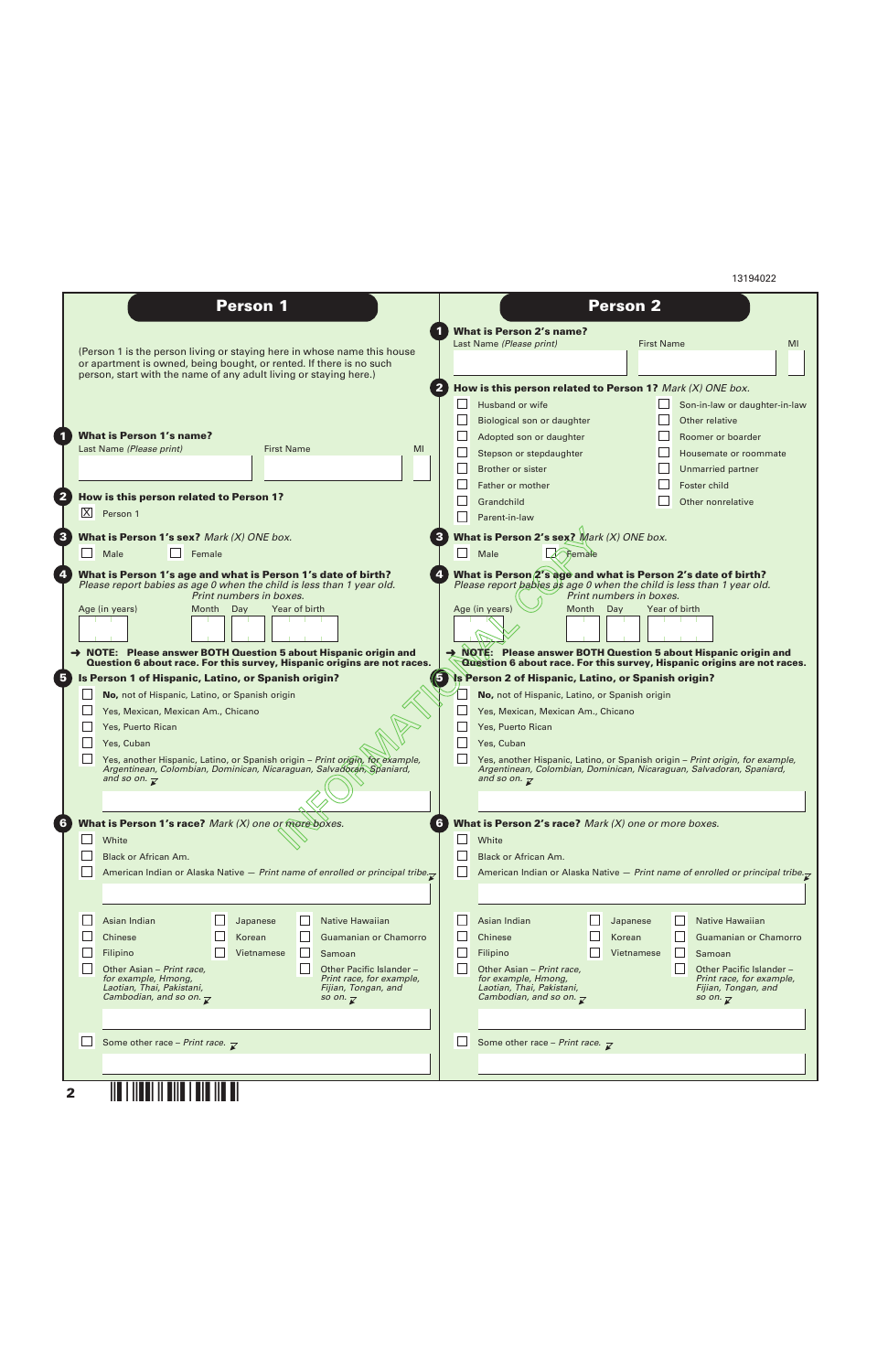13194022

## Person 1

(Person 1 is the person living or staying here in whose name this house or apartment is owned, being bought, or rented. If there is no such person, start with the name of any adult living or staying here.)

**1 What is Person 1's name?**

Last Name *(Please print)* First Name MI

**2 How is this person related to Person 1?**

- [x] Person 1

**3 What is Person 1's sex?** *Mark (X) ONE box.*

- [ ] Male
- [ ] Female

**4 What is Person 1's age and what is Person 1's date of birth?**
*Please report babies as age 0 when the child is less than 1 year old.*
*Print numbers in boxes.*

Age (in years) Month Day Year of birth

→ **NOTE: Please answer BOTH Question 5 about Hispanic origin and Question 6 about race. For this survey, Hispanic origins are not races.**

**5 Is Person 1 of Hispanic, Latino, or Spanish origin?**

- [ ] **No,** not of Hispanic, Latino, or Spanish origin
- [ ] Yes, Mexican, Mexican Am., Chicano
- [ ] Yes, Puerto Rican
- [ ] Yes, Cuban
- [ ] Yes, another Hispanic, Latino, or Spanish origin – *Print origin, for example, Argentinean, Colombian, Dominican, Nicaraguan, Salvadoran, Spaniard, and so on.*

**6 What is Person 1's race?** *Mark (X) one or more boxes.*

- [ ] White
- [ ] Black or African Am.
- [ ] American Indian or Alaska Native — *Print name of enrolled or principal tribe.*
- [ ] Asian Indian
- [ ] Japanese
- [ ] Native Hawaiian
- [ ] Chinese
- [ ] Korean
- [ ] Guamanian or Chamorro
- [ ] Filipino
- [ ] Vietnamese
- [ ] Samoan
- [ ] Other Asian – *Print race, for example, Hmong, Laotian, Thai, Pakistani, Cambodian, and so on.*
- [ ] Other Pacific Islander – *Print race, for example, Fijian, Tongan, and so on.*
- [ ] Some other race – *Print race.*

## Person 2

**1 What is Person 2's name?**

Last Name *(Please print)* First Name MI

**2 How is this person related to Person 1?** *Mark (X) ONE box.*

- [ ] Husband or wife
- [ ] Biological son or daughter
- [ ] Adopted son or daughter
- [ ] Stepson or stepdaughter
- [ ] Brother or sister
- [ ] Father or mother
- [ ] Grandchild
- [ ] Parent-in-law
- [ ] Son-in-law or daughter-in-law
- [ ] Other relative
- [ ] Roomer or boarder
- [ ] Housemate or roommate
- [ ] Unmarried partner
- [ ] Foster child
- [ ] Other nonrelative

**3 What is Person 2's sex?** *Mark (X) ONE box.*

- [ ] Male
- [ ] Female

**4 What is Person 2's age and what is Person 2's date of birth?**
*Please report babies as age 0 when the child is less than 1 year old.*
*Print numbers in boxes.*

Age (in years) Month Day Year of birth

→ **NOTE: Please answer BOTH Question 5 about Hispanic origin and Question 6 about race. For this survey, Hispanic origins are not races.**

**5 Is Person 2 of Hispanic, Latino, or Spanish origin?**

- [ ] **No,** not of Hispanic, Latino, or Spanish origin
- [ ] Yes, Mexican, Mexican Am., Chicano
- [ ] Yes, Puerto Rican
- [ ] Yes, Cuban
- [ ] Yes, another Hispanic, Latino, or Spanish origin – *Print origin, for example, Argentinean, Colombian, Dominican, Nicaraguan, Salvadoran, Spaniard, and so on.*

**6 What is Person 2's race?** *Mark (X) one or more boxes.*

- [ ] White
- [ ] Black or African Am.
- [ ] American Indian or Alaska Native — *Print name of enrolled or principal tribe.*
- [ ] Asian Indian
- [ ] Japanese
- [ ] Native Hawaiian
- [ ] Chinese
- [ ] Korean
- [ ] Guamanian or Chamorro
- [ ] Filipino
- [ ] Vietnamese
- [ ] Samoan
- [ ] Other Asian – *Print race, for example, Hmong, Laotian, Thai, Pakistani, Cambodian, and so on.*
- [ ] Other Pacific Islander – *Print race, for example, Fijian, Tongan, and so on.*
- [ ] Some other race – *Print race.*

INFORMATIONAL COPY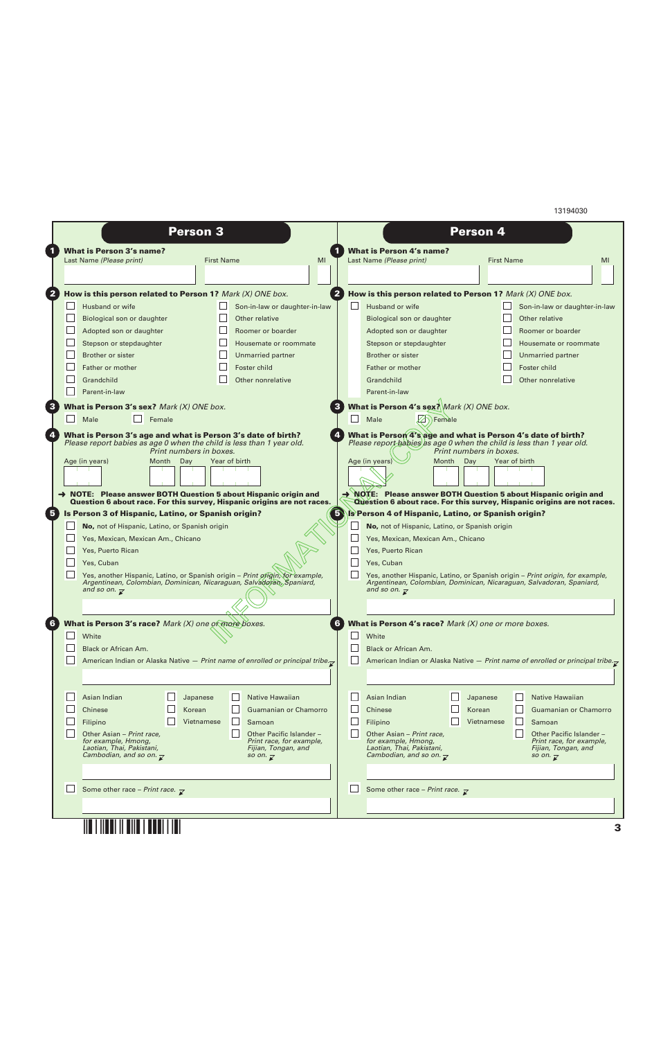13194030

## Person 3

**1 What is Person 3's name?**

Last Name *(Please print)* | First Name | MI

**2 How is this person related to Person 1?** *Mark (X) ONE box.*

- ☐ Husband or wife
- ☐ Biological son or daughter
- ☐ Adopted son or daughter
- ☐ Stepson or stepdaughter
- ☐ Brother or sister
- ☐ Father or mother
- ☐ Grandchild
- ☐ Parent-in-law
- ☐ Son-in-law or daughter-in-law
- ☐ Other relative
- ☐ Roomer or boarder
- ☐ Housemate or roommate
- ☐ Unmarried partner
- ☐ Foster child
- ☐ Other nonrelative

**3 What is Person 3's sex?** *Mark (X) ONE box.*

- ☐ Male
- ☐ Female

**4 What is Person 3's age and what is Person 3's date of birth?**
*Please report babies as age 0 when the child is less than 1 year old.*
*Print numbers in boxes.*

Age (in years) | Month | Day | Year of birth

→ **NOTE: Please answer BOTH Question 5 about Hispanic origin and Question 6 about race. For this survey, Hispanic origins are not races.**

**5 Is Person 3 of Hispanic, Latino, or Spanish origin?**

- ☐ **No,** not of Hispanic, Latino, or Spanish origin
- ☐ Yes, Mexican, Mexican Am., Chicano
- ☐ Yes, Puerto Rican
- ☐ Yes, Cuban
- ☐ Yes, another Hispanic, Latino, or Spanish origin – *Print origin, for example, Argentinean, Colombian, Dominican, Nicaraguan, Salvadoran, Spaniard, and so on.*

**6 What is Person 3's race?** *Mark (X) one or more boxes.*

- ☐ White
- ☐ Black or African Am.
- ☐ American Indian or Alaska Native — *Print name of enrolled or principal tribe.*
- ☐ Asian Indian
- ☐ Chinese
- ☐ Filipino
- ☐ Other Asian – *Print race, for example, Hmong, Laotian, Thai, Pakistani, Cambodian, and so on.*
- ☐ Japanese
- ☐ Korean
- ☐ Vietnamese
- ☐ Native Hawaiian
- ☐ Guamanian or Chamorro
- ☐ Samoan
- ☐ Other Pacific Islander – *Print race, for example, Fijian, Tongan, and so on.*
- ☐ Some other race – *Print race.*

## Person 4

**1 What is Person 4's name?**

Last Name *(Please print)* | First Name | MI

**2 How is this person related to Person 1?** *Mark (X) ONE box.*

- ☐ Husband or wife
- ☐ Biological son or daughter
- ☐ Adopted son or daughter
- ☐ Stepson or stepdaughter
- ☐ Brother or sister
- ☐ Father or mother
- ☐ Grandchild
- ☐ Parent-in-law
- ☐ Son-in-law or daughter-in-law
- ☐ Other relative
- ☐ Roomer or boarder
- ☐ Housemate or roommate
- ☐ Unmarried partner
- ☐ Foster child
- ☐ Other nonrelative

**3 What is Person 4's sex?** *Mark (X) ONE box.*

- ☐ Male
- ☐ Female

**4 What is Person 4's age and what is Person 4's date of birth?**
*Please report babies as age 0 when the child is less than 1 year old.*
*Print numbers in boxes.*

Age (in years) | Month | Day | Year of birth

→ **NOTE: Please answer BOTH Question 5 about Hispanic origin and Question 6 about race. For this survey, Hispanic origins are not races.**

**5 Is Person 4 of Hispanic, Latino, or Spanish origin?**

- ☐ **No,** not of Hispanic, Latino, or Spanish origin
- ☐ Yes, Mexican, Mexican Am., Chicano
- ☐ Yes, Puerto Rican
- ☐ Yes, Cuban
- ☐ Yes, another Hispanic, Latino, or Spanish origin – *Print origin, for example, Argentinean, Colombian, Dominican, Nicaraguan, Salvadoran, Spaniard, and so on.*

**6 What is Person 4's race?** *Mark (X) one or more boxes.*

- ☐ White
- ☐ Black or African Am.
- ☐ American Indian or Alaska Native — *Print name of enrolled or principal tribe.*
- ☐ Asian Indian
- ☐ Chinese
- ☐ Filipino
- ☐ Other Asian – *Print race, for example, Hmong, Laotian, Thai, Pakistani, Cambodian, and so on.*
- ☐ Japanese
- ☐ Korean
- ☐ Vietnamese
- ☐ Native Hawaiian
- ☐ Guamanian or Chamorro
- ☐ Samoan
- ☐ Other Pacific Islander – *Print race, for example, Fijian, Tongan, and so on.*
- ☐ Some other race – *Print race.*

INFORMATIONAL COPY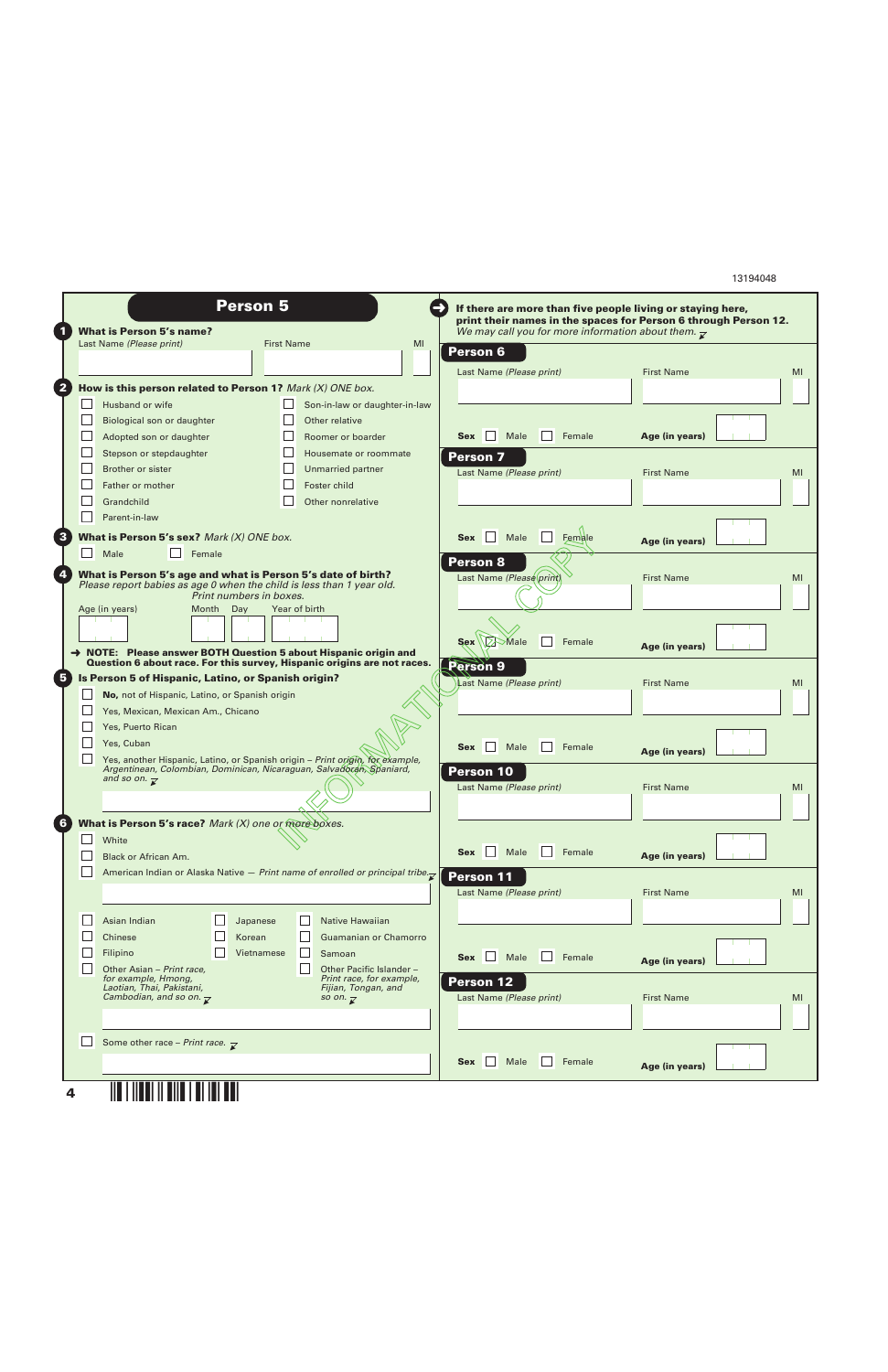13194048

## Person 5

**1 What is Person 5's name?**

Last Name *(Please print)* | First Name | MI

**2 How is this person related to Person 1?** *Mark (X) ONE box.*

- ☐ Husband or wife
- ☐ Biological son or daughter
- ☐ Adopted son or daughter
- ☐ Stepson or stepdaughter
- ☐ Brother or sister
- ☐ Father or mother
- ☐ Grandchild
- ☐ Parent-in-law
- ☐ Son-in-law or daughter-in-law
- ☐ Other relative
- ☐ Roomer or boarder
- ☐ Housemate or roommate
- ☐ Unmarried partner
- ☐ Foster child
- ☐ Other nonrelative

**3 What is Person 5's sex?** *Mark (X) ONE box.*

- ☐ Male
- ☐ Female

**4 What is Person 5's age and what is Person 5's date of birth?**
*Please report babies as age 0 when the child is less than 1 year old.*
*Print numbers in boxes.*

Age (in years) | Month | Day | Year of birth

→ **NOTE: Please answer BOTH Question 5 about Hispanic origin and Question 6 about race. For this survey, Hispanic origins are not races.**

**5 Is Person 5 of Hispanic, Latino, or Spanish origin?**

- ☐ **No,** not of Hispanic, Latino, or Spanish origin
- ☐ Yes, Mexican, Mexican Am., Chicano
- ☐ Yes, Puerto Rican
- ☐ Yes, Cuban
- ☐ Yes, another Hispanic, Latino, or Spanish origin – *Print origin, for example, Argentinean, Colombian, Dominican, Nicaraguan, Salvadoran, Spaniard, and so on.*

**6 What is Person 5's race?** *Mark (X) one or more boxes.*

- ☐ White
- ☐ Black or African Am.
- ☐ American Indian or Alaska Native — *Print name of enrolled or principal tribe.*
- ☐ Asian Indian
- ☐ Chinese
- ☐ Filipino
- ☐ Other Asian – *Print race, for example, Hmong, Laotian, Thai, Pakistani, Cambodian, and so on.*
- ☐ Japanese
- ☐ Korean
- ☐ Vietnamese
- ☐ Native Hawaiian
- ☐ Guamanian or Chamorro
- ☐ Samoan
- ☐ Other Pacific Islander – *Print race, for example, Fijian, Tongan, and so on.*
- ☐ Some other race – *Print race.*

---

**If there are more than five people living or staying here, print their names in the spaces for Person 6 through Person 12.**
*We may call you for more information about them.*

## Person 6

Last Name *(Please print)* | First Name | MI

**Sex** ☐ Male ☐ Female **Age (in years)**

## Person 7

Last Name *(Please print)* | First Name | MI

**Sex** ☐ Male ☐ Female **Age (in years)**

## Person 8

Last Name *(Please print)* | First Name | MI

**Sex** ☐ Male ☐ Female **Age (in years)**

## Person 9

Last Name *(Please print)* | First Name | MI

**Sex** ☐ Male ☐ Female **Age (in years)**

## Person 10

Last Name *(Please print)* | First Name | MI

**Sex** ☐ Male ☐ Female **Age (in years)**

## Person 11

Last Name *(Please print)* | First Name | MI

**Sex** ☐ Male ☐ Female **Age (in years)**

## Person 12

Last Name *(Please print)* | First Name | MI

**Sex** ☐ Male ☐ Female **Age (in years)**

INFORMATIONAL COPY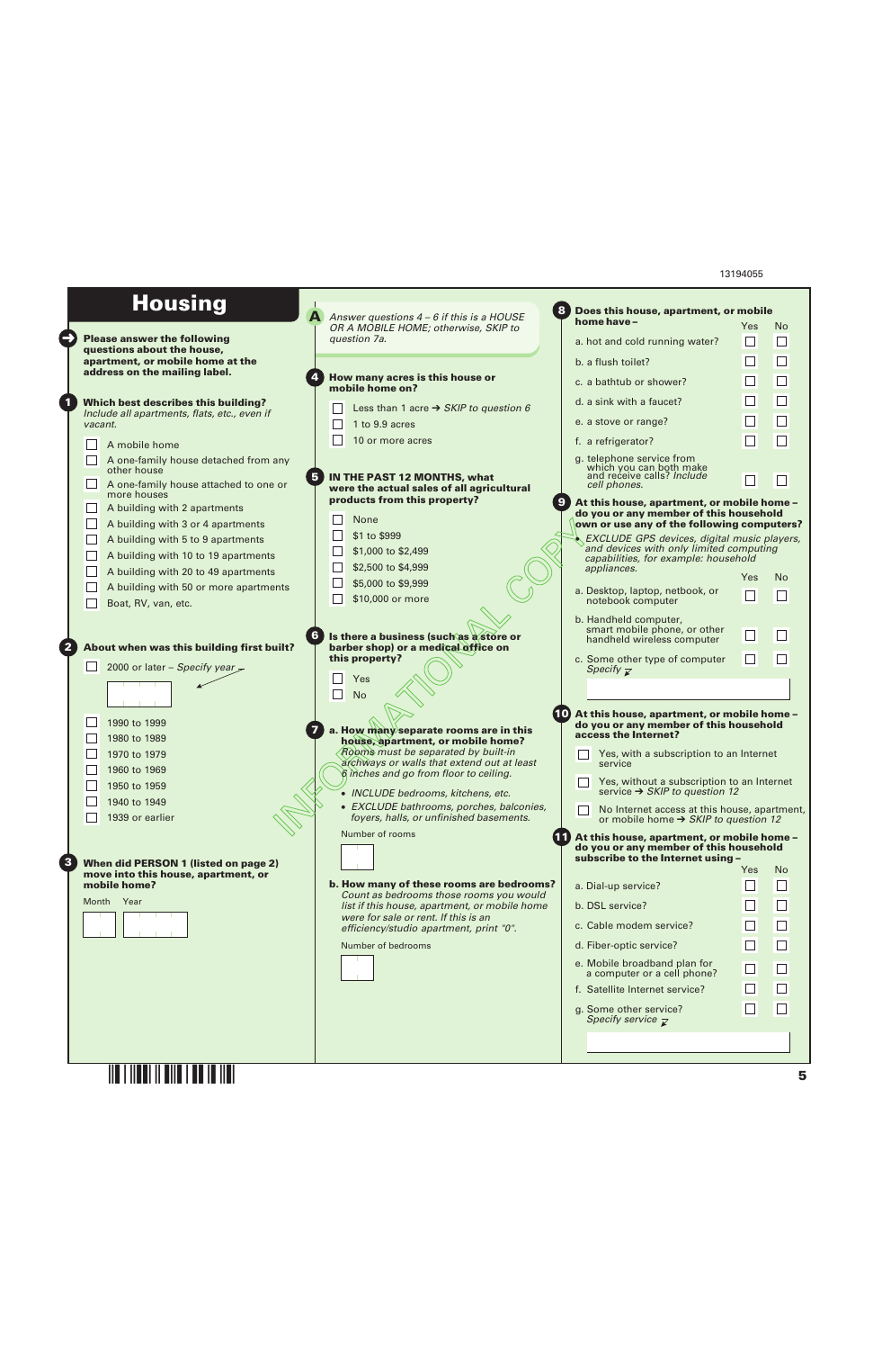13194055

# Housing

**Please answer the following questions about the house, apartment, or mobile home at the address on the mailing label.**

**1 Which best describes this building?**
*Include all apartments, flats, etc., even if vacant.*

- ☐ A mobile home
- ☐ A one-family house detached from any other house
- ☐ A one-family house attached to one or more houses
- ☐ A building with 2 apartments
- ☐ A building with 3 or 4 apartments
- ☐ A building with 5 to 9 apartments
- ☐ A building with 10 to 19 apartments
- ☐ A building with 20 to 49 apartments
- ☐ A building with 50 or more apartments
- ☐ Boat, RV, van, etc.

**2 About when was this building first built?**

- ☐ 2000 or later – *Specify year*
- ☐ 1990 to 1999
- ☐ 1980 to 1989
- ☐ 1970 to 1979
- ☐ 1960 to 1969
- ☐ 1950 to 1959
- ☐ 1940 to 1949
- ☐ 1939 or earlier

**3 When did PERSON 1 (listed on page 2) move into this house, apartment, or mobile home?**

Month Year

**A** *Answer questions 4 – 6 if this is a HOUSE OR A MOBILE HOME; otherwise, SKIP to question 7a.*

**4 How many acres is this house or mobile home on?**

- ☐ Less than 1 acre → *SKIP to question 6*
- ☐ 1 to 9.9 acres
- ☐ 10 or more acres

**5 IN THE PAST 12 MONTHS, what were the actual sales of all agricultural products from this property?**

- ☐ None
- ☐ $1 to $999
- ☐ $1,000 to $2,499
- ☐ $2,500 to $4,999
- ☐ $5,000 to $9,999
- ☐ $10,000 or more

**6 Is there a business (such as a store or barber shop) or a medical office on this property?**

- ☐ Yes
- ☐ No

**7 a. How many separate rooms are in this house, apartment, or mobile home?**
*Rooms must be separated by built-in archways or walls that extend out at least 6 inches and go from floor to ceiling.*

- *INCLUDE bedrooms, kitchens, etc.*
- *EXCLUDE bathrooms, porches, balconies, foyers, halls, or unfinished basements.*

Number of rooms

**b. How many of these rooms are bedrooms?**
*Count as bedrooms those rooms you would list if this house, apartment, or mobile home were for sale or rent. If this is an efficiency/studio apartment, print "0".*

Number of bedrooms

**8 Does this house, apartment, or mobile home have –**

| | Yes | No |
|---|---|---|
| a. hot and cold running water? | ☐ | ☐ |
| b. a flush toilet? | ☐ | ☐ |
| c. a bathtub or shower? | ☐ | ☐ |
| d. a sink with a faucet? | ☐ | ☐ |
| e. a stove or range? | ☐ | ☐ |
| f. a refrigerator? | ☐ | ☐ |
| g. telephone service from which you can both make and receive calls? *Include cell phones.* | ☐ | ☐ |

**9 At this house, apartment, or mobile home – do you or any member of this household own or use any of the following computers?**

- *EXCLUDE GPS devices, digital music players, and devices with only limited computing capabilities, for example: household appliances.*

| | Yes | No |
|---|---|---|
| a. Desktop, laptop, netbook, or notebook computer | ☐ | ☐ |
| b. Handheld computer, smart mobile phone, or other handheld wireless computer | ☐ | ☐ |
| c. Some other type of computer *Specify* | ☐ | ☐ |

**10 At this house, apartment, or mobile home – do you or any member of this household have access to the Internet?**

- ☐ Yes, with a subscription to an Internet service
- ☐ Yes, without a subscription to an Internet service → *SKIP to question 12*
- ☐ No Internet access at this house, apartment, or mobile home → *SKIP to question 12*

**11 At this house, apartment, or mobile home – do you or any member of this household subscribe to the Internet using –**

| | Yes | No |
|---|---|---|
| a. Dial-up service? | ☐ | ☐ |
| b. DSL service? | ☐ | ☐ |
| c. Cable modem service? | ☐ | ☐ |
| d. Fiber-optic service? | ☐ | ☐ |
| e. Mobile broadband plan for a computer or a cell phone? | ☐ | ☐ |
| f. Satellite Internet service? | ☐ | ☐ |
| g. Some other service? *Specify service* | ☐ | ☐ |

INFORMATIONAL COPY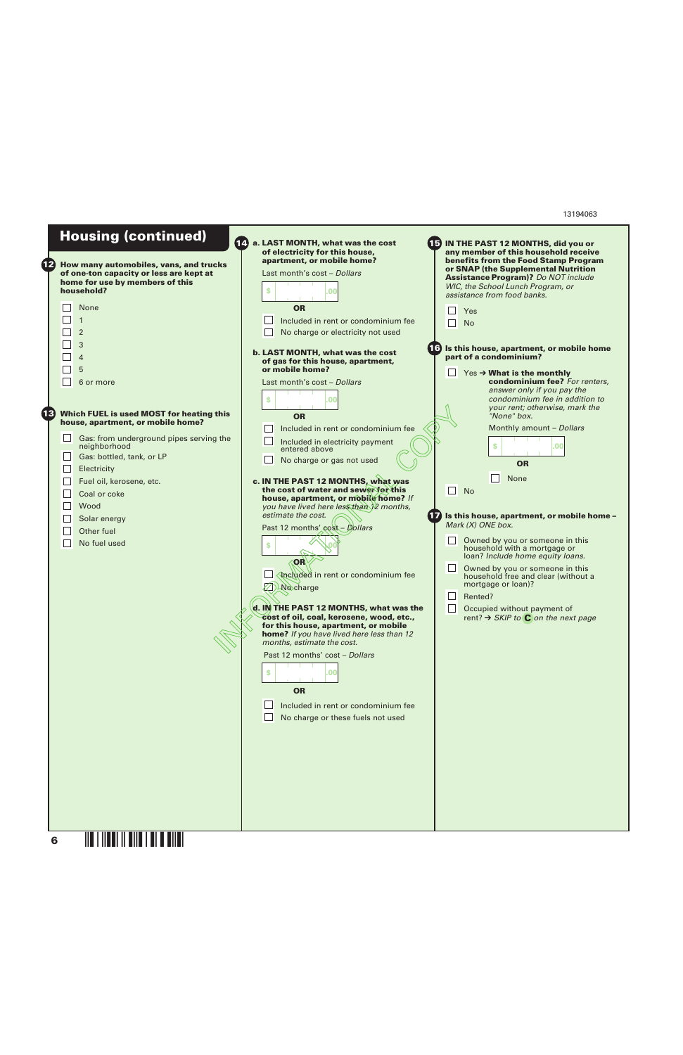13194063

## Housing (continued)

**12** **How many automobiles, vans, and trucks of one-ton capacity or less are kept at home for use by members of this household?**

- ☐ None
- ☐ 1
- ☐ 2
- ☐ 3
- ☐ 4
- ☐ 5
- ☐ 6 or more

**13** **Which FUEL is used MOST for heating this house, apartment, or mobile home?**

- ☐ Gas: from underground pipes serving the neighborhood
- ☐ Gas: bottled, tank, or LP
- ☐ Electricity
- ☐ Fuel oil, kerosene, etc.
- ☐ Coal or coke
- ☐ Wood
- ☐ Solar energy
- ☐ Other fuel
- ☐ No fuel used

**14** **a. LAST MONTH, what was the cost of electricity for this house, apartment, or mobile home?**

Last month's cost – *Dollars*

$ ______ .00

**OR**

- ☐ Included in rent or condominium fee
- ☐ No charge or electricity not used

**b. LAST MONTH, what was the cost of gas for this house, apartment, or mobile home?**

Last month's cost – *Dollars*

$ ______ .00

**OR**

- ☐ Included in rent or condominium fee
- ☐ Included in electricity payment entered above
- ☐ No charge or gas not used

**c. IN THE PAST 12 MONTHS, what was the cost of water and sewer for this house, apartment, or mobile home?** *If you have lived here less than 12 months, estimate the cost.*

Past 12 months' cost – *Dollars*

$ ______ .00

**OR**

- ☐ Included in rent or condominium fee
- ☐ No charge

**d. IN THE PAST 12 MONTHS, what was the cost of oil, coal, kerosene, wood, etc., for this house, apartment, or mobile home?** *If you have lived here less than 12 months, estimate the cost.*

Past 12 months' cost – *Dollars*

$ ______ .00

**OR**

- ☐ Included in rent or condominium fee
- ☐ No charge or these fuels not used

**15** **IN THE PAST 12 MONTHS, did you or any member of this household receive benefits from the Food Stamp Program or SNAP (the Supplemental Nutrition Assistance Program)?** *Do NOT include WIC, the School Lunch Program, or assistance from food banks.*

- ☐ Yes
- ☐ No

**16** **Is this house, apartment, or mobile home part of a condominium?**

- ☐ Yes → **What is the monthly condominium fee?** *For renters, answer only if you pay the condominium fee in addition to your rent; otherwise, mark the "None" box.*

  Monthly amount – *Dollars*

  $ ______ .00

  **OR**

  ☐ None

- ☐ No

**17** **Is this house, apartment, or mobile home –** *Mark (X) ONE box.*

- ☐ Owned by you or someone in this household with a mortgage or loan? *Include home equity loans.*
- ☐ Owned by you or someone in this household free and clear (without a mortgage or loan)?
- ☐ Rented?
- ☐ Occupied without payment of rent? → *SKIP to* **C** *on the next page*

INFORMATIONAL COPY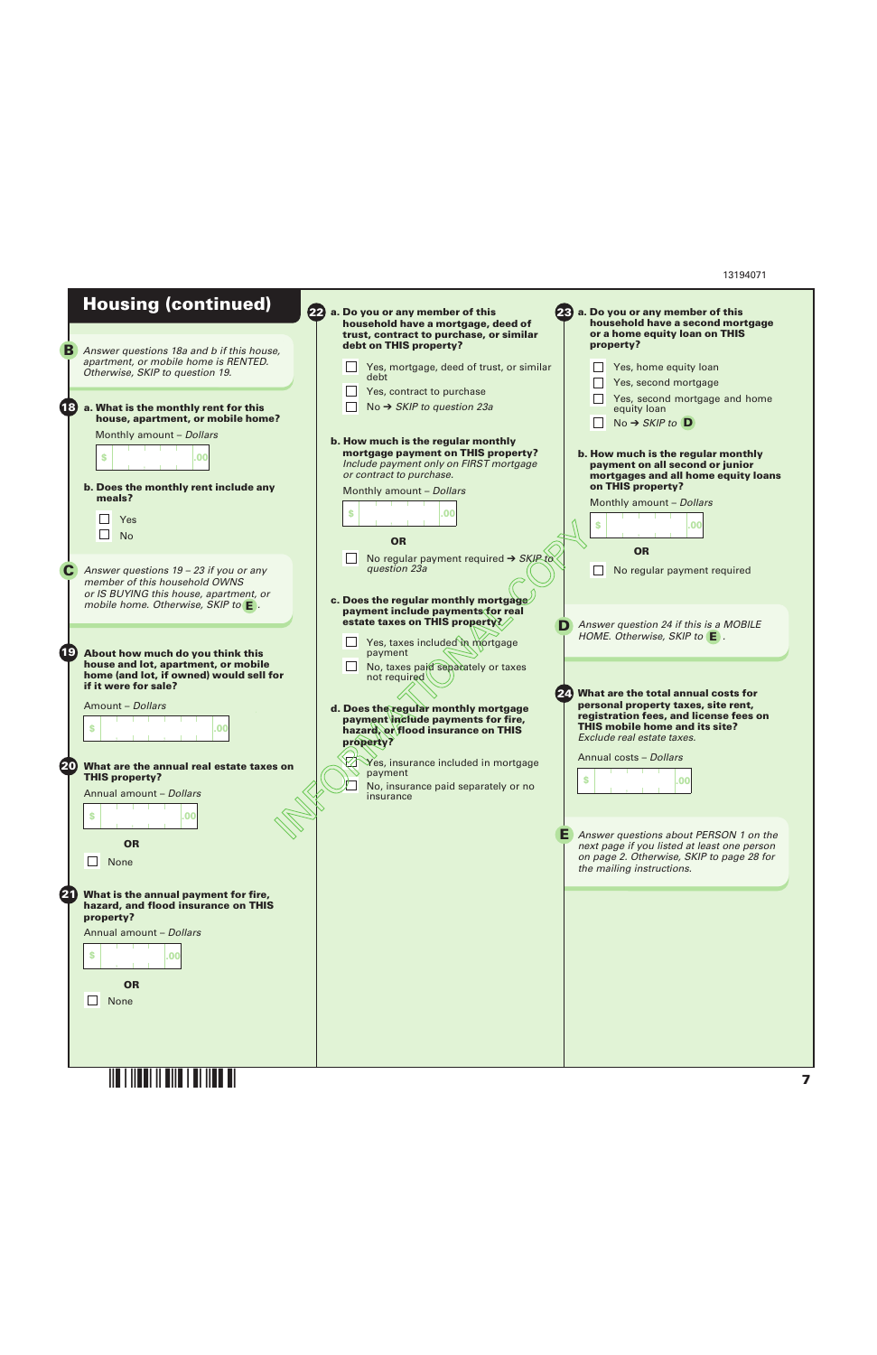13194071

## Housing (continued)

**B** *Answer questions 18a and b if this house, apartment, or mobile home is RENTED. Otherwise, SKIP to question 19.*

**18** **a. What is the monthly rent for this house, apartment, or mobile home?**

Monthly amount – *Dollars*

$ .00

**b. Does the monthly rent include any meals?**

- ☐ Yes
- ☐ No

**C** *Answer questions 19 – 23 if you or any member of this household OWNS or IS BUYING this house, apartment, or mobile home. Otherwise, SKIP to* **E**.

**19** **About how much do you think this house and lot, apartment, or mobile home (and lot, if owned) would sell for if it were for sale?**

Amount – *Dollars*

$ .00

**20** **What are the annual real estate taxes on THIS property?**

Annual amount – *Dollars*

$ .00

**OR**

☐ None

**21** **What is the annual payment for fire, hazard, and flood insurance on THIS property?**

Annual amount – *Dollars*

$ .00

**OR**

☐ None

**22** **a. Do you or any member of this household have a mortgage, deed of trust, contract to purchase, or similar debt on THIS property?**

- ☐ Yes, mortgage, deed of trust, or similar debt
- ☐ Yes, contract to purchase
- ☐ No ➔ *SKIP to question 23a*

**b. How much is the regular monthly mortgage payment on THIS property?** *Include payment only on FIRST mortgage or contract to purchase.*

Monthly amount – *Dollars*

$ .00

**OR**

☐ No regular payment required ➔ *SKIP to question 23a*

**c. Does the regular monthly mortgage payment include payments for real estate taxes on THIS property?**

- ☐ Yes, taxes included in mortgage payment
- ☐ No, taxes paid separately or taxes not required

**d. Does the regular monthly mortgage payment include payments for fire, hazard, or flood insurance on THIS property?**

- ☐ Yes, insurance included in mortgage payment
- ☐ No, insurance paid separately or no insurance

**23** **a. Do you or any member of this household have a second mortgage or a home equity loan on THIS property?**

- ☐ Yes, home equity loan
- ☐ Yes, second mortgage
- ☐ Yes, second mortgage and home equity loan
- ☐ No ➔ *SKIP to* **D**

**b. How much is the regular monthly payment on all second or junior mortgages and all home equity loans on THIS property?**

Monthly amount – *Dollars*

$ .00

**OR**

☐ No regular payment required

**D** *Answer question 24 if this is a MOBILE HOME. Otherwise, SKIP to* **E**.

**24** **What are the total annual costs for personal property taxes, site rent, registration fees, and license fees on THIS mobile home and its site?** *Exclude real estate taxes.*

Annual costs – *Dollars*

$ .00

**E** *Answer questions about PERSON 1 on the next page if you listed at least one person on page 2. Otherwise, SKIP to page 28 for the mailing instructions.*

INFORMATIONAL COPY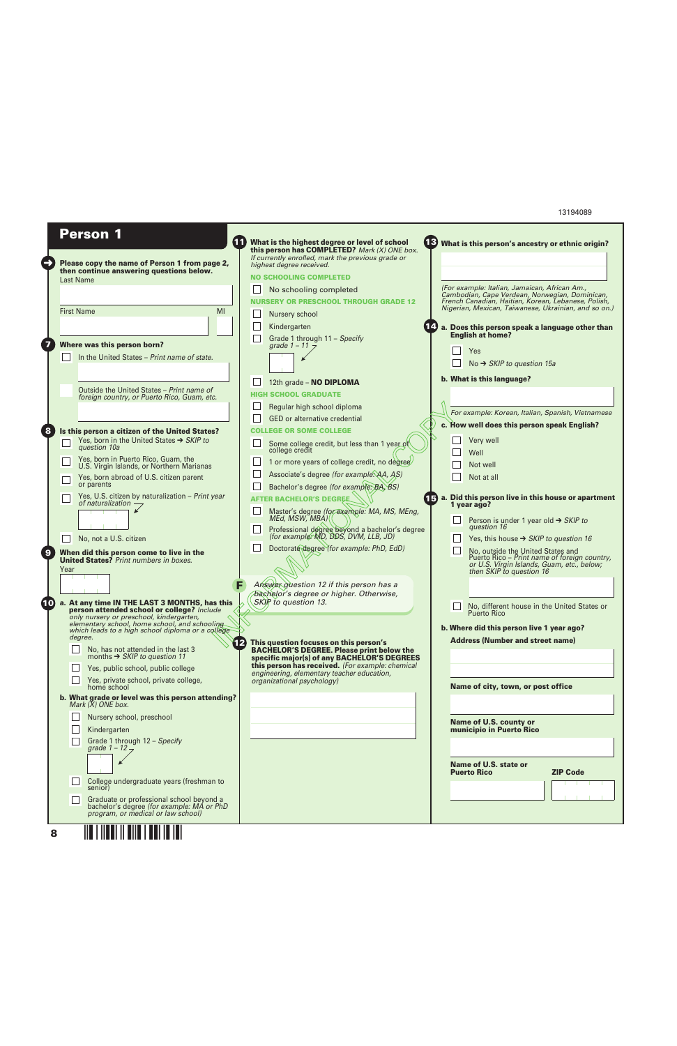13194089

## Person 1

**Please copy the name of Person 1 from page 2, then continue answering questions below.**

Last Name

First Name MI

**7 Where was this person born?**

- ☐ In the United States – *Print name of state.*
- ☐ Outside the United States – *Print name of foreign country, or Puerto Rico, Guam, etc.*

**8 Is this person a citizen of the United States?**

- ☐ Yes, born in the United States → *SKIP to question 10a*
- ☐ Yes, born in Puerto Rico, Guam, the U.S. Virgin Islands, or Northern Marianas
- ☐ Yes, born abroad of U.S. citizen parent or parents
- ☐ Yes, U.S. citizen by naturalization – *Print year of naturalization*
- ☐ No, not a U.S. citizen

**9 When did this person come to live in the United States?** *Print numbers in boxes.*

Year

**10 a. At any time IN THE LAST 3 MONTHS, has this person attended school or college?** *Include only nursery or preschool, kindergarten, elementary school, home school, and schooling which leads to a high school diploma or a college degree.*

- ☐ No, has not attended in the last 3 months → *SKIP to question 11*
- ☐ Yes, public school, public college
- ☐ Yes, private school, private college, home school

**b. What grade or level was this person attending?** *Mark (X) ONE box.*

- ☐ Nursery school, preschool
- ☐ Kindergarten
- ☐ Grade 1 through 12 – *Specify grade 1 – 12*
- ☐ College undergraduate years (freshman to senior)
- ☐ Graduate or professional school beyond a bachelor's degree *(for example: MA or PhD program, or medical or law school)*

**11 What is the highest degree or level of school this person has COMPLETED?** *Mark (X) ONE box. If currently enrolled, mark the previous grade or highest degree received.*

NO SCHOOLING COMPLETED

- ☐ No schooling completed

NURSERY OR PRESCHOOL THROUGH GRADE 12

- ☐ Nursery school
- ☐ Kindergarten
- ☐ Grade 1 through 11 – *Specify grade 1 – 11*
- ☐ 12th grade – **NO DIPLOMA**

HIGH SCHOOL GRADUATE

- ☐ Regular high school diploma
- ☐ GED or alternative credential

COLLEGE OR SOME COLLEGE

- ☐ Some college credit, but less than 1 year of college credit
- ☐ 1 or more years of college credit, no degree
- ☐ Associate's degree *(for example: AA, AS)*
- ☐ Bachelor's degree *(for example: BA, BS)*

AFTER BACHELOR'S DEGREE

- ☐ Master's degree *(for example: MA, MS, MEng, MEd, MSW, MBA)*
- ☐ Professional degree beyond a bachelor's degree *(for example: MD, DDS, DVM, LLB, JD)*
- ☐ Doctorate degree *(for example: PhD, EdD)*

**F** *Answer question 12 if this person has a bachelor's degree or higher. Otherwise, SKIP to question 13.*

**12 This question focuses on this person's BACHELOR'S DEGREE. Please print below the specific major(s) of any BACHELOR'S DEGREES this person has received.** *(For example: chemical engineering, elementary teacher education, organizational psychology)*

**13 What is this person's ancestry or ethnic origin?**

*(For example: Italian, Jamaican, African Am., Cambodian, Cape Verdean, Norwegian, Dominican, French Canadian, Haitian, Korean, Lebanese, Polish, Nigerian, Mexican, Taiwanese, Ukrainian, and so on.)*

**14 a. Does this person speak a language other than English at home?**

- ☐ Yes
- ☐ No → *SKIP to question 15a*

**b. What is this language?**

*For example: Korean, Italian, Spanish, Vietnamese*

**c. How well does this person speak English?**

- ☐ Very well
- ☐ Well
- ☐ Not well
- ☐ Not at all

**15 a. Did this person live in this house or apartment 1 year ago?**

- ☐ Person is under 1 year old → *SKIP to question 16*
- ☐ Yes, this house → *SKIP to question 16*
- ☐ No, outside the United States and Puerto Rico – *Print name of foreign country, or U.S. Virgin Islands, Guam, etc., below; then SKIP to question 16*
- ☐ No, different house in the United States or Puerto Rico

**b. Where did this person live 1 year ago?**

**Address (Number and street name)**

**Name of city, town, or post office**

**Name of U.S. county or municipio in Puerto Rico**

**Name of U.S. state or Puerto Rico** **ZIP Code**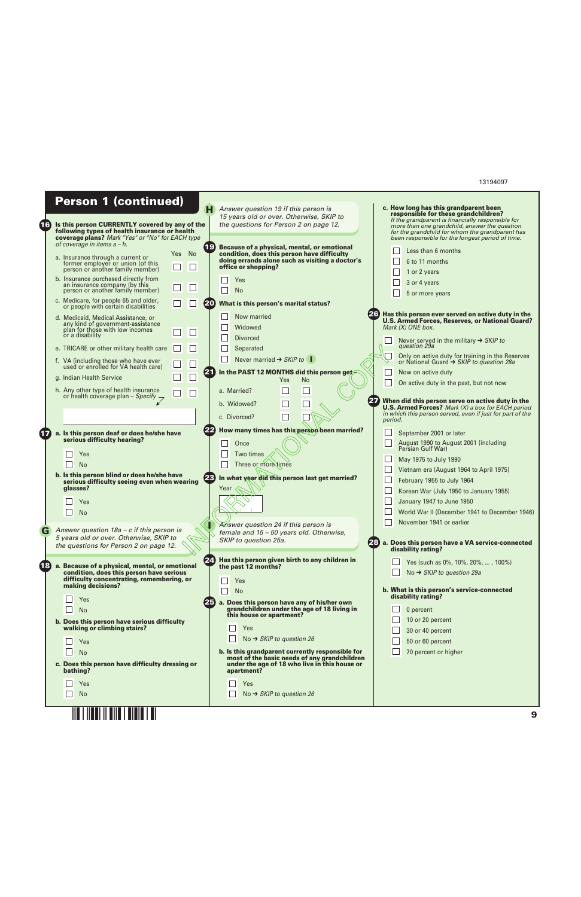## Person 1 (continued)

**16** **Is this person CURRENTLY covered by any of the following types of health insurance or health coverage plans?** *Mark "Yes" or "No" for EACH type of coverage in items a – h.*

| | Yes | No |
|---|---|---|
| a. Insurance through a current or former employer or union (of this person or another family member) | ☐ | ☐ |
| b. Insurance purchased directly from an insurance company (by this person or another family member) | ☐ | ☐ |
| c. Medicare, for people 65 and older, or people with certain disabilities | ☐ | ☐ |
| d. Medicaid, Medical Assistance, or any kind of government-assistance plan for those with low incomes or a disability | ☐ | ☐ |
| e. TRICARE or other military health care | ☐ | ☐ |
| f. VA (including those who have ever used or enrolled for VA health care) | ☐ | ☐ |
| g. Indian Health Service | ☐ | ☐ |
| h. Any other type of health insurance or health coverage plan – *Specify* | ☐ | ☐ |

**17** **a. Is this person deaf or does he/she have serious difficulty hearing?**

- ☐ Yes
- ☐ No

**b. Is this person blind or does he/she have serious difficulty seeing even when wearing glasses?**

- ☐ Yes
- ☐ No

**G** *Answer question 18a – c if this person is 5 years old or over. Otherwise, SKIP to the questions for Person 2 on page 12.*

**18** **a. Because of a physical, mental, or emotional condition, does this person have serious difficulty concentrating, remembering, or making decisions?**

- ☐ Yes
- ☐ No

**b. Does this person have serious difficulty walking or climbing stairs?**

- ☐ Yes
- ☐ No

**c. Does this person have difficulty dressing or bathing?**

- ☐ Yes
- ☐ No

**H** *Answer question 19 if this person is 15 years old or over. Otherwise, SKIP to the questions for Person 2 on page 12.*

**19** **Because of a physical, mental, or emotional condition, does this person have difficulty doing errands alone such as visiting a doctor's office or shopping?**

- ☐ Yes
- ☐ No

**20** **What is this person's marital status?**

- ☐ Now married
- ☐ Widowed
- ☐ Divorced
- ☐ Separated
- ☐ Never married → *SKIP to* **I**

**21** **In the PAST 12 MONTHS did this person get –**

| | Yes | No |
|---|---|---|
| a. Married? | ☐ | ☐ |
| b. Widowed? | ☐ | ☐ |
| c. Divorced? | ☐ | ☐ |

**22** **How many times has this person been married?**

- ☐ Once
- ☐ Two times
- ☐ Three or more times

**23** **In what year did this person last get married?**

Year

**I** *Answer question 24 if this person is female and 15 – 50 years old. Otherwise, SKIP to question 25a.*

**24** **Has this person given birth to any children in the past 12 months?**

- ☐ Yes
- ☐ No

**25** **a. Does this person have any of his/her own grandchildren under the age of 18 living in this house or apartment?**

- ☐ Yes
- ☐ No → *SKIP to question 26*

**b. Is this grandparent currently responsible for most of the basic needs of any grandchildren under the age of 18 who live in this house or apartment?**

- ☐ Yes
- ☐ No → *SKIP to question 26*

**c. How long has this grandparent been responsible for these grandchildren?** *If the grandparent is financially responsible for more than one grandchild, answer the question for the grandchild for whom the grandparent has been responsible for the longest period of time.*

- ☐ Less than 6 months
- ☐ 6 to 11 months
- ☐ 1 or 2 years
- ☐ 3 or 4 years
- ☐ 5 or more years

**26** **Has this person ever served on active duty in the U.S. Armed Forces, Reserves, or National Guard?** *Mark (X) ONE box.*

- ☐ Never served in the military → *SKIP to question 29a*
- ☐ Only on active duty for training in the Reserves or National Guard → *SKIP to question 28a*
- ☐ Now on active duty
- ☐ On active duty in the past, but not now

**27** **When did this person serve on active duty in the U.S. Armed Forces?** *Mark (X) a box for EACH period in which this person served, even if just for part of the period.*

- ☐ September 2001 or later
- ☐ August 1990 to August 2001 (including Persian Gulf War)
- ☐ May 1975 to July 1990
- ☐ Vietnam era (August 1964 to April 1975)
- ☐ February 1955 to July 1964
- ☐ Korean War (July 1950 to January 1955)
- ☐ January 1947 to June 1950
- ☐ World War II (December 1941 to December 1946)
- ☐ November 1941 or earlier

**28** **a. Does this person have a VA service-connected disability rating?**

- ☐ Yes (such as 0%, 10%, 20%, ... , 100%)
- ☐ No → *SKIP to question 29a*

**b. What is this person's service-connected disability rating?**

- ☐ 0 percent
- ☐ 10 or 20 percent
- ☐ 30 or 40 percent
- ☐ 50 or 60 percent
- ☐ 70 percent or higher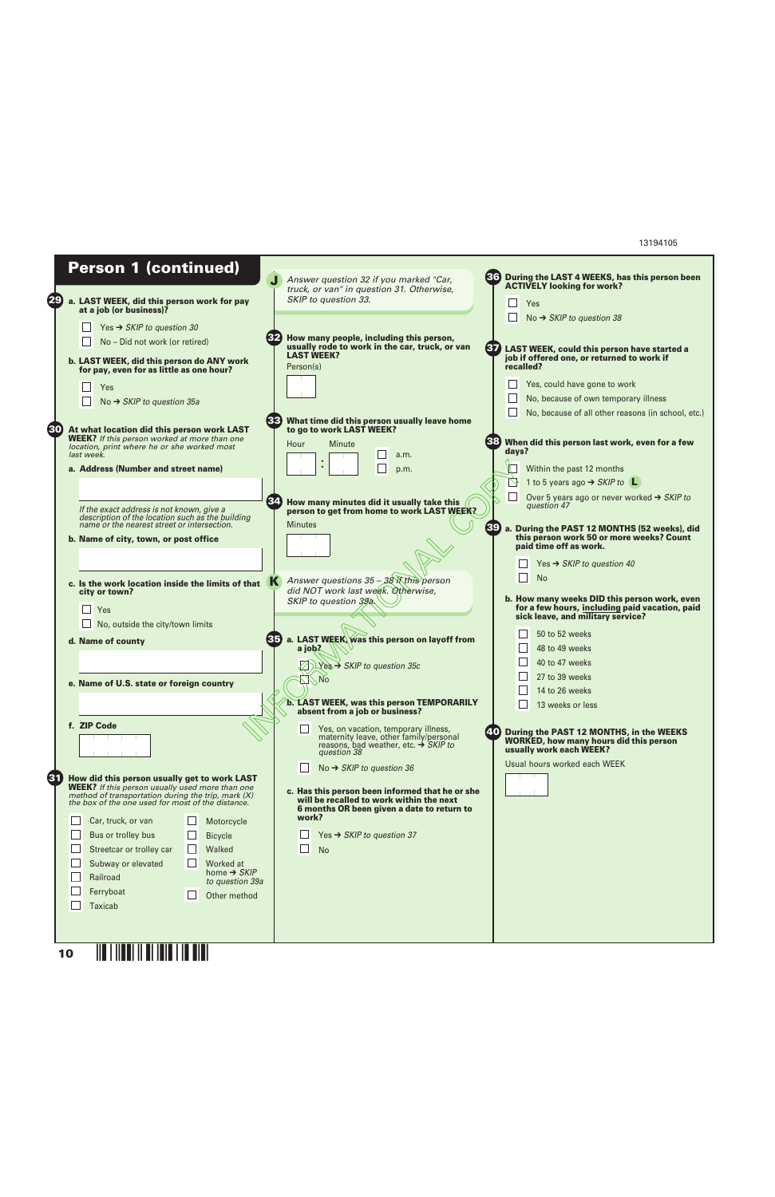13194105

## Person 1 (continued)

**29** **a. LAST WEEK, did this person work for pay at a job (or business)?**

- ☐ Yes → *SKIP to question 30*
- ☐ No – Did not work (or retired)

**b. LAST WEEK, did this person do ANY work for pay, even for as little as one hour?**

- ☐ Yes
- ☐ No → *SKIP to question 35a*

**30** **At what location did this person work LAST WEEK?** *If this person worked at more than one location, print where he or she worked most last week.*

**a. Address (Number and street name)**

*If the exact address is not known, give a description of the location such as the building name or the nearest street or intersection.*

**b. Name of city, town, or post office**

**c. Is the work location inside the limits of that city or town?**

- ☐ Yes
- ☐ No, outside the city/town limits

**d. Name of county**

**e. Name of U.S. state or foreign country**

**f. ZIP Code**

**31** **How did this person usually get to work LAST WEEK?** *If this person usually used more than one method of transportation during the trip, mark (X) the box of the one used for most of the distance.*

- ☐ Car, truck, or van
- ☐ Bus or trolley bus
- ☐ Streetcar or trolley car
- ☐ Subway or elevated
- ☐ Railroad
- ☐ Ferryboat
- ☐ Taxicab
- ☐ Motorcycle
- ☐ Bicycle
- ☐ Walked
- ☐ Worked at home → *SKIP to question 39a*
- ☐ Other method

**J** *Answer question 32 if you marked "Car, truck, or van" in question 31. Otherwise, SKIP to question 33.*

**32** **How many people, including this person, usually rode to work in the car, truck, or van LAST WEEK?**

Person(s)

**33** **What time did this person usually leave home to go to work LAST WEEK?**

Hour : Minute

- ☐ a.m.
- ☐ p.m.

**34** **How many minutes did it usually take this person to get from home to work LAST WEEK?**

Minutes

**K** *Answer questions 35 – 38 if this person did NOT work last week. Otherwise, SKIP to question 39a.*

**35** **a. LAST WEEK, was this person on layoff from a job?**

- ☐ Yes → *SKIP to question 35c*
- ☐ No

**b. LAST WEEK, was this person TEMPORARILY absent from a job or business?**

- ☐ Yes, on vacation, temporary illness, maternity leave, other family/personal reasons, bad weather, etc. → *SKIP to question 38*
- ☐ No → *SKIP to question 36*

**c. Has this person been informed that he or she will be recalled to work within the next 6 months OR been given a date to return to work?**

- ☐ Yes → *SKIP to question 37*
- ☐ No

**36** **During the LAST 4 WEEKS, has this person been ACTIVELY looking for work?**

- ☐ Yes
- ☐ No → *SKIP to question 38*

**37** **LAST WEEK, could this person have started a job if offered one, or returned to work if recalled?**

- ☐ Yes, could have gone to work
- ☐ No, because of own temporary illness
- ☐ No, because of all other reasons (in school, etc.)

**38** **When did this person last work, even for a few days?**

- ☐ Within the past 12 months
- ☐ 1 to 5 years ago → *SKIP to* **L**
- ☐ Over 5 years ago or never worked → *SKIP to question 47*

**39** **a. During the PAST 12 MONTHS (52 weeks), did this person work 50 or more weeks? Count paid time off as work.**

- ☐ Yes → *SKIP to question 40*
- ☐ No

**b. How many weeks DID this person work, even for a few hours, including paid vacation, paid sick leave, and military service?**

- ☐ 50 to 52 weeks
- ☐ 48 to 49 weeks
- ☐ 40 to 47 weeks
- ☐ 27 to 39 weeks
- ☐ 14 to 26 weeks
- ☐ 13 weeks or less

**40** **During the PAST 12 MONTHS, in the WEEKS WORKED, how many hours did this person usually work each WEEK?**

Usual hours worked each WEEK

INFORMATIONAL COPY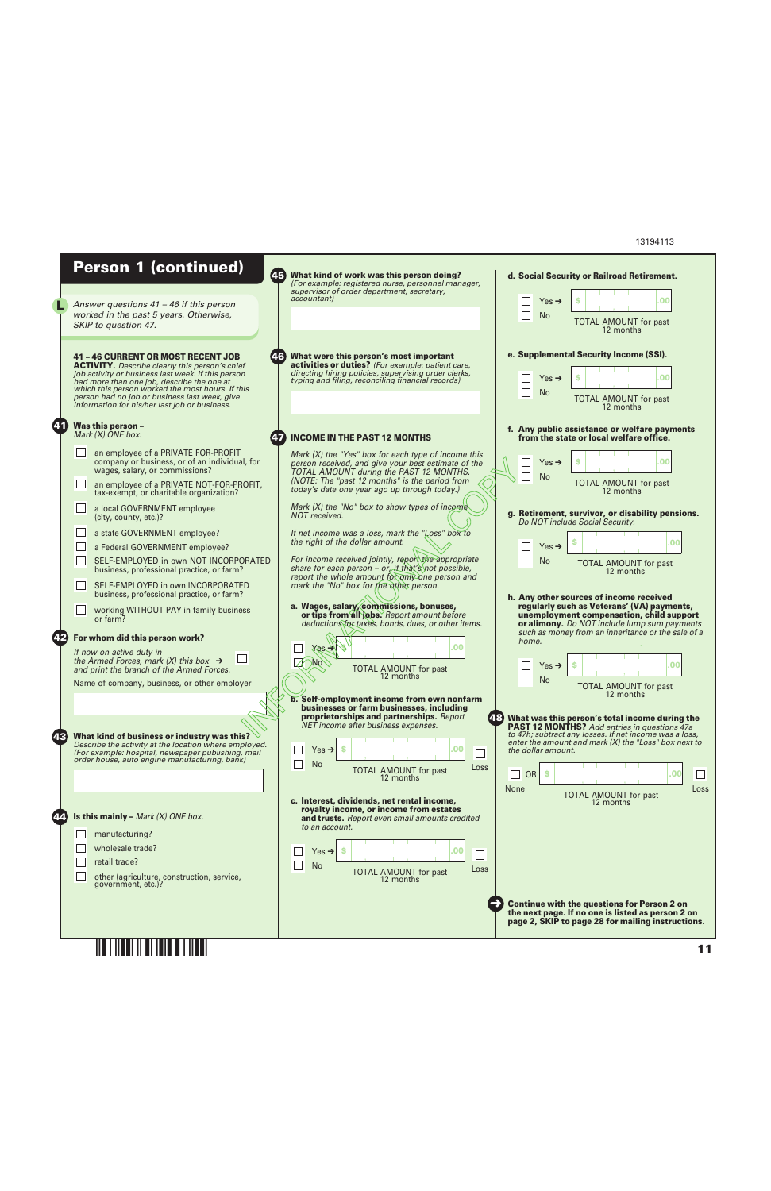## Person 1 (continued)

**L** *Answer questions 41 – 46 if this person worked in the past 5 years. Otherwise, SKIP to question 47.*

**41 – 46 CURRENT OR MOST RECENT JOB ACTIVITY.** *Describe clearly this person's chief job activity or business last week. If this person had more than one job, describe the one at which this person worked the most hours. If this person had no job or business last week, give information for his/her last job or business.*

**41 Was this person –** *Mark (X) ONE box.*

- ☐ an employee of a PRIVATE FOR-PROFIT company or business, or of an individual, for wages, salary, or commissions?
- ☐ an employee of a PRIVATE NOT-FOR-PROFIT, tax-exempt, or charitable organization?
- ☐ a local GOVERNMENT employee (city, county, etc.)?
- ☐ a state GOVERNMENT employee?
- ☐ a Federal GOVERNMENT employee?
- ☐ SELF-EMPLOYED in own NOT INCORPORATED business, professional practice, or farm?
- ☐ SELF-EMPLOYED in own INCORPORATED business, professional practice, or farm?
- ☐ working WITHOUT PAY in family business or farm?

**42 For whom did this person work?**

*If now on active duty in the Armed Forces, mark (X) this box →* ☐ *and print the branch of the Armed Forces.*

Name of company, business, or other employer

[ ]

**43 What kind of business or industry was this?** *Describe the activity at the location where employed. (For example: hospital, newspaper publishing, mail order house, auto engine manufacturing, bank)*

[ ]

**44 Is this mainly –** *Mark (X) ONE box.*

- ☐ manufacturing?
- ☐ wholesale trade?
- ☐ retail trade?
- ☐ other (agriculture, construction, service, government, etc.)?

**45 What kind of work was this person doing?** *(For example: registered nurse, personnel manager, supervisor of order department, secretary, accountant)*

[ ]

**46 What were this person's most important activities or duties?** *(For example: patient care, directing hiring policies, supervising order clerks, typing and filing, reconciling financial records)*

[ ]

**47 INCOME IN THE PAST 12 MONTHS**

*Mark (X) the "Yes" box for each type of income this person received, and give your best estimate of the TOTAL AMOUNT during the PAST 12 MONTHS. (NOTE: The "past 12 months" is the period from today's date one year ago up through today.)*

*Mark (X) the "No" box to show types of income NOT received.*

*If net income was a loss, mark the "Loss" box to the right of the dollar amount.*

*For income received jointly, report the appropriate share for each person – or, if that's not possible, report the whole amount for only one person and mark the "No" box for the other person.*

**a. Wages, salary, commissions, bonuses, or tips from all jobs.** *Report amount before deductions for taxes, bonds, dues, or other items.*

☐ Yes → $ ______ .00
☐ No
TOTAL AMOUNT for past 12 months

**b. Self-employment income from own nonfarm businesses or farm businesses, including proprietorships and partnerships.** *Report NET income after business expenses.*

☐ Yes → $ ______ .00 ☐ Loss
☐ No
TOTAL AMOUNT for past 12 months

**c. Interest, dividends, net rental income, royalty income, or income from estates and trusts.** *Report even small amounts credited to an account.*

☐ Yes → $ ______ .00 ☐ Loss
☐ No
TOTAL AMOUNT for past 12 months

**d. Social Security or Railroad Retirement.**

☐ Yes → $ ______ .00
☐ No
TOTAL AMOUNT for past 12 months

**e. Supplemental Security Income (SSI).**

☐ Yes → $ ______ .00
☐ No
TOTAL AMOUNT for past 12 months

**f. Any public assistance or welfare payments from the state or local welfare office.**

☐ Yes → $ ______ .00
☐ No
TOTAL AMOUNT for past 12 months

**g. Retirement, survivor, or disability pensions.** *Do NOT include Social Security.*

☐ Yes → $ ______ .00
☐ No
TOTAL AMOUNT for past 12 months

**h. Any other sources of income received regularly such as Veterans' (VA) payments, unemployment compensation, child support or alimony.** *Do NOT include lump sum payments such as money from an inheritance or the sale of a home.*

☐ Yes → $ ______ .00
☐ No
TOTAL AMOUNT for past 12 months

**48 What was this person's total income during the PAST 12 MONTHS?** *Add entries in questions 47a to 47h; subtract any losses. If net income was a loss, enter the amount and mark (X) the "Loss" box next to the dollar amount.*

☐ None OR $ ______ .00 ☐ Loss
TOTAL AMOUNT for past 12 months

➔ **Continue with the questions for Person 2 on the next page. If no one is listed as person 2 on page 2, SKIP to page 28 for mailing instructions.**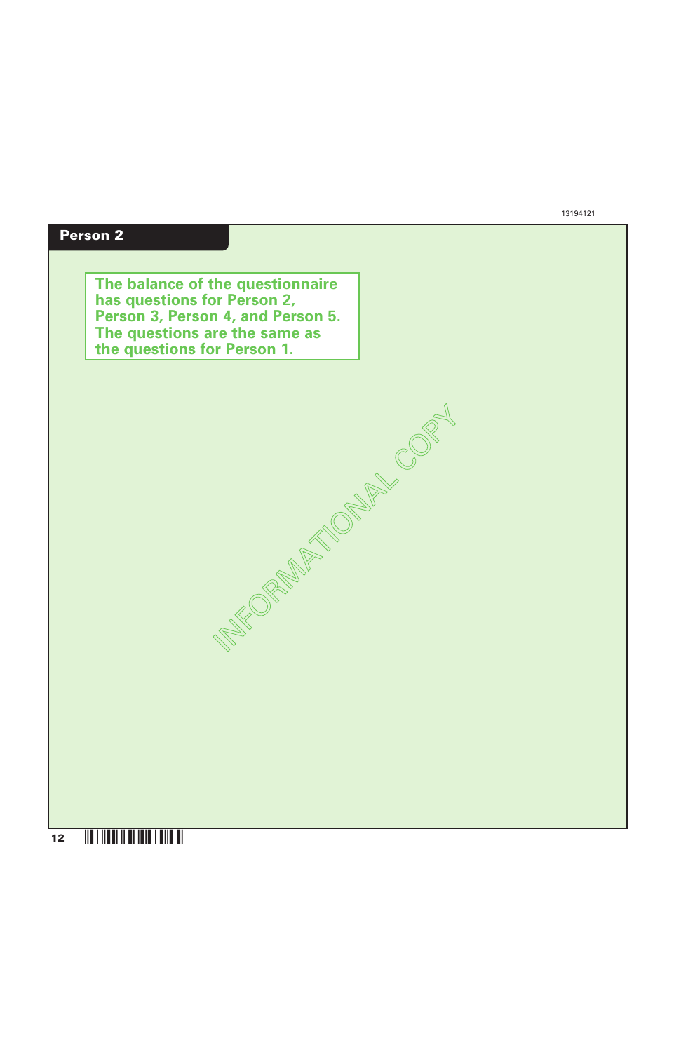## Person 2

The balance of the questionnaire has questions for Person 2, Person 3, Person 4, and Person 5. The questions are the same as the questions for Person 1.

INFORMATIONAL COPY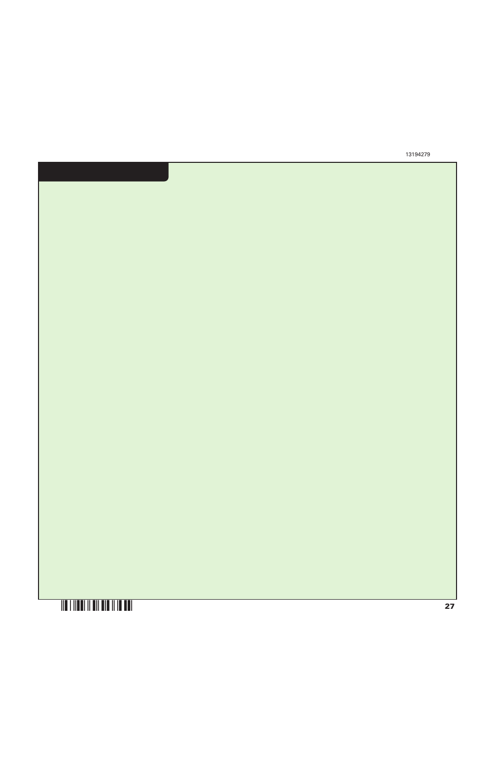13194279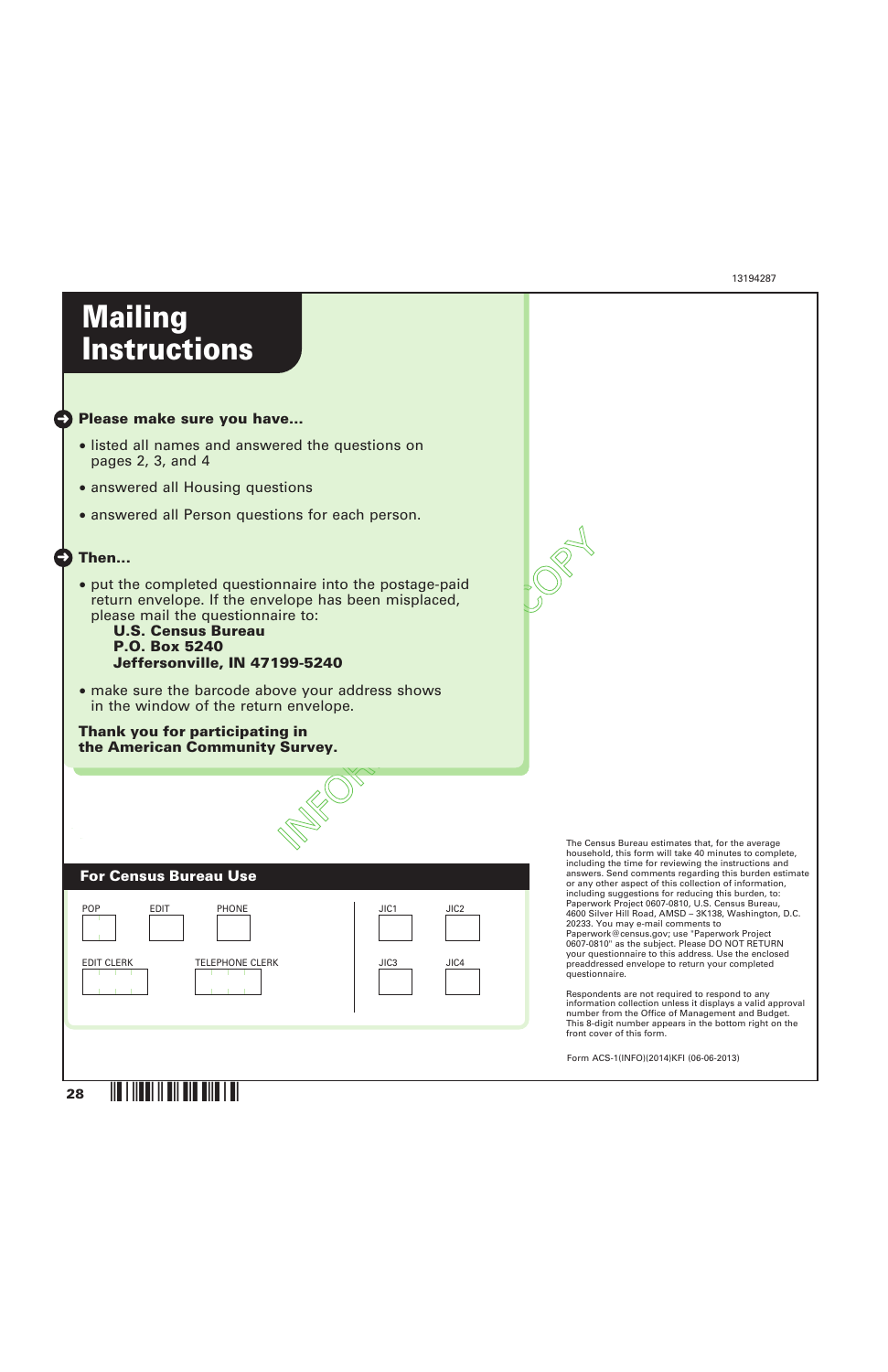13194287

# Mailing Instructions

**Please make sure you have...**

- listed all names and answered the questions on pages 2, 3, and 4
- answered all Housing questions
- answered all Person questions for each person.

**Then...**

- put the completed questionnaire into the postage-paid return envelope. If the envelope has been misplaced, please mail the questionnaire to:

  **U.S. Census Bureau**
  **P.O. Box 5240**
  **Jeffersonville, IN 47199-5240**

- make sure the barcode above your address shows in the window of the return envelope.

**Thank you for participating in the American Community Survey.**

INFORMATION COPY

## For Census Bureau Use

POP

EDIT

PHONE

EDIT CLERK

TELEPHONE CLERK

JIC1

JIC2

JIC3

JIC4

The Census Bureau estimates that, for the average household, this form will take 40 minutes to complete, including the time for reviewing the instructions and answers. Send comments regarding this burden estimate or any other aspect of this collection of information, including suggestions for reducing this burden, to: Paperwork Project 0607-0810, U.S. Census Bureau, 4600 Silver Hill Road, AMSD – 3K138, Washington, D.C. 20233. You may e-mail comments to Paperwork@census.gov; use "Paperwork Project 0607-0810" as the subject. Please DO NOT RETURN your questionnaire to this address. Use the enclosed preaddressed envelope to return your completed questionnaire.

Respondents are not required to respond to any information collection unless it displays a valid approval number from the Office of Management and Budget. This 8-digit number appears in the bottom right on the front cover of this form.

Form ACS-1(INFO)(2014)KFI (06-06-2013)